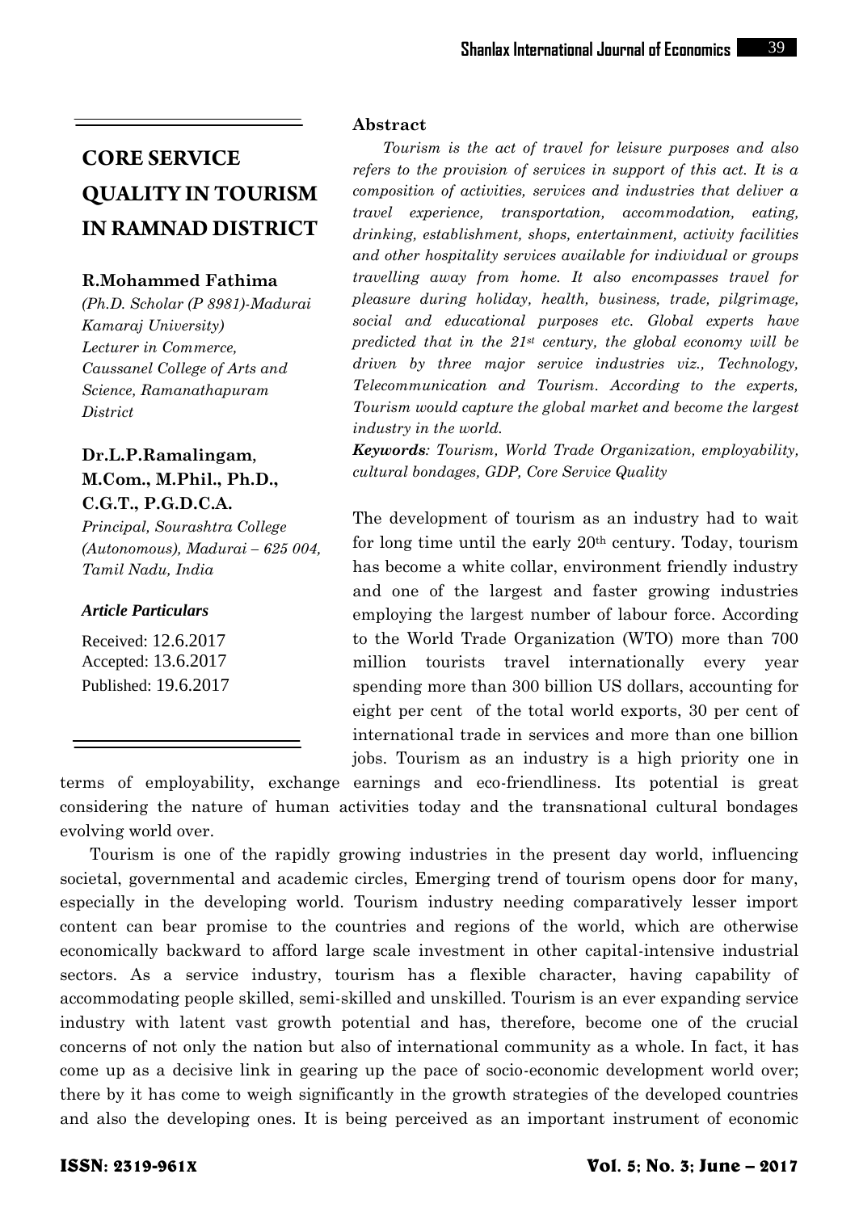# CORE SERVICE QUALITY IN TOURISM IN RAMNAD DISTRICT

**R.Mohammed Fathima**

*(Ph.D. Scholar (P 8981)-Madurai Kamaraj University)*
*Lecturer in Commerce, Caussanel College of Arts and Science, Ramanathapuram District*

**Dr.L.P.Ramalingam, M.Com., M.Phil., Ph.D., C.G.T., P.G.D.C.A.**

*Principal, Sourashtra College (Autonomous), Madurai – 625 004, Tamil Nadu, India*

***Article Particulars***

Received: 12.6.2017
Accepted: 13.6.2017
Published: 19.6.2017

**Abstract**

*Tourism is the act of travel for leisure purposes and also refers to the provision of services in support of this act. It is a composition of activities, services and industries that deliver a travel experience, transportation, accommodation, eating, drinking, establishment, shops, entertainment, activity facilities and other hospitality services available for individual or groups travelling away from home. It also encompasses travel for pleasure during holiday, health, business, trade, pilgrimage, social and educational purposes etc. Global experts have predicted that in the 21st century, the global economy will be driven by three major service industries viz., Technology, Telecommunication and Tourism. According to the experts, Tourism would capture the global market and become the largest industry in the world.*

***Keywords**: Tourism, World Trade Organization, employability, cultural bondages, GDP, Core Service Quality*

The development of tourism as an industry had to wait for long time until the early 20th century. Today, tourism has become a white collar, environment friendly industry and one of the largest and faster growing industries employing the largest number of labour force. According to the World Trade Organization (WTO) more than 700 million tourists travel internationally every year spending more than 300 billion US dollars, accounting for eight per cent of the total world exports, 30 per cent of international trade in services and more than one billion jobs. Tourism as an industry is a high priority one in terms of employability, exchange earnings and eco-friendliness. Its potential is great considering the nature of human activities today and the transnational cultural bondages evolving world over.

Tourism is one of the rapidly growing industries in the present day world, influencing societal, governmental and academic circles, Emerging trend of tourism opens door for many, especially in the developing world. Tourism industry needing comparatively lesser import content can bear promise to the countries and regions of the world, which are otherwise economically backward to afford large scale investment in other capital-intensive industrial sectors. As a service industry, tourism has a flexible character, having capability of accommodating people skilled, semi-skilled and unskilled. Tourism is an ever expanding service industry with latent vast growth potential and has, therefore, become one of the crucial concerns of not only the nation but also of international community as a whole. In fact, it has come up as a decisive link in gearing up the pace of socio-economic development world over; there by it has come to weigh significantly in the growth strategies of the developed countries and also the developing ones. It is being perceived as an important instrument of economic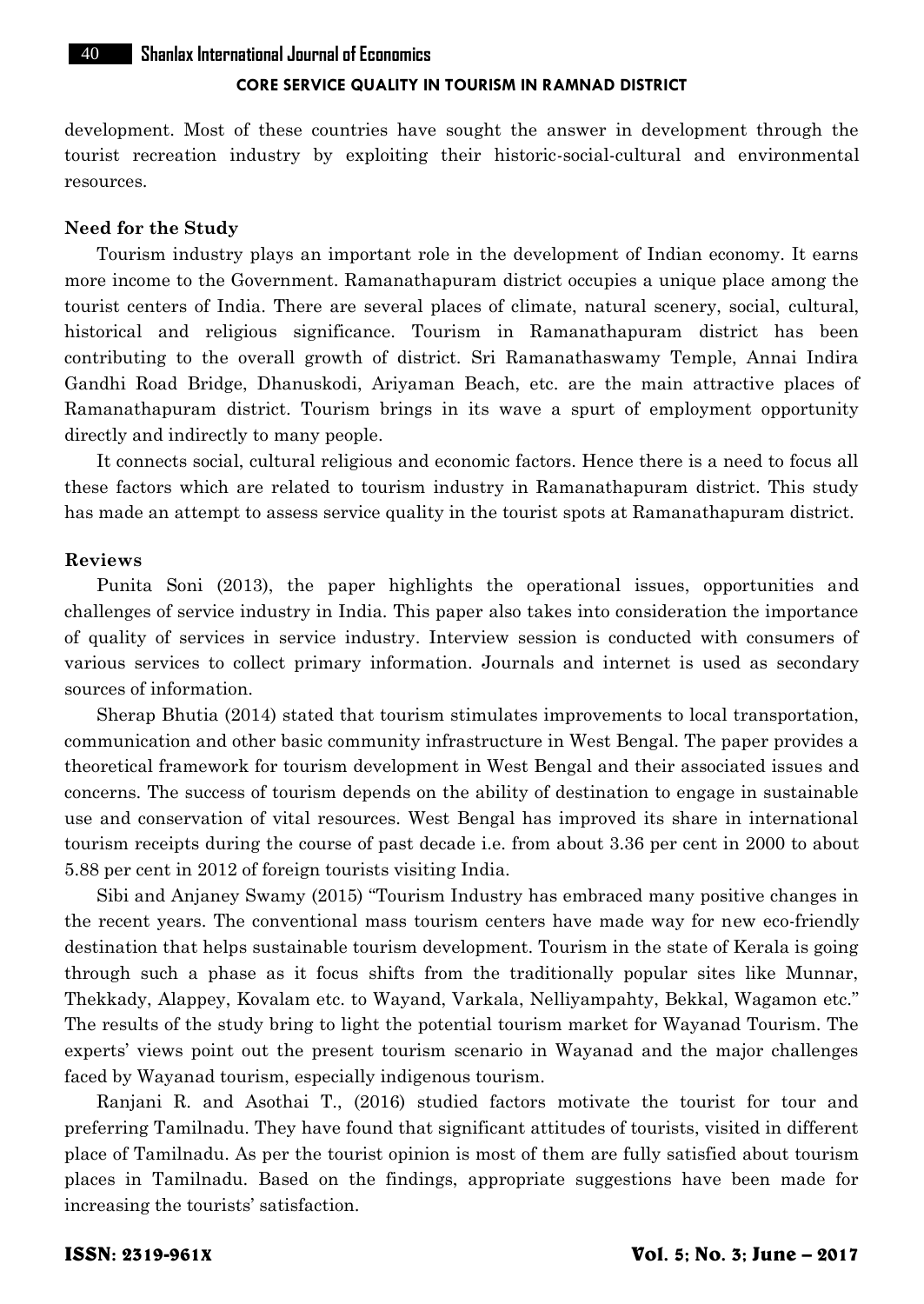development. Most of these countries have sought the answer in development through the tourist recreation industry by exploiting their historic-social-cultural and environmental resources.

### Need for the Study

Tourism industry plays an important role in the development of Indian economy. It earns more income to the Government. Ramanathapuram district occupies a unique place among the tourist centers of India. There are several places of climate, natural scenery, social, cultural, historical and religious significance. Tourism in Ramanathapuram district has been contributing to the overall growth of district. Sri Ramanathaswamy Temple, Annai Indira Gandhi Road Bridge, Dhanuskodi, Ariyaman Beach, etc. are the main attractive places of Ramanathapuram district. Tourism brings in its wave a spurt of employment opportunity directly and indirectly to many people.

It connects social, cultural religious and economic factors. Hence there is a need to focus all these factors which are related to tourism industry in Ramanathapuram district. This study has made an attempt to assess service quality in the tourist spots at Ramanathapuram district.

### Reviews

Punita Soni (2013), the paper highlights the operational issues, opportunities and challenges of service industry in India. This paper also takes into consideration the importance of quality of services in service industry. Interview session is conducted with consumers of various services to collect primary information. Journals and internet is used as secondary sources of information.

Sherap Bhutia (2014) stated that tourism stimulates improvements to local transportation, communication and other basic community infrastructure in West Bengal. The paper provides a theoretical framework for tourism development in West Bengal and their associated issues and concerns. The success of tourism depends on the ability of destination to engage in sustainable use and conservation of vital resources. West Bengal has improved its share in international tourism receipts during the course of past decade i.e. from about 3.36 per cent in 2000 to about 5.88 per cent in 2012 of foreign tourists visiting India.

Sibi and Anjaney Swamy (2015) "Tourism Industry has embraced many positive changes in the recent years. The conventional mass tourism centers have made way for new eco-friendly destination that helps sustainable tourism development. Tourism in the state of Kerala is going through such a phase as it focus shifts from the traditionally popular sites like Munnar, Thekkady, Alappey, Kovalam etc. to Wayand, Varkala, Nelliyampahty, Bekkal, Wagamon etc." The results of the study bring to light the potential tourism market for Wayanad Tourism. The experts' views point out the present tourism scenario in Wayanad and the major challenges faced by Wayanad tourism, especially indigenous tourism.

Ranjani R. and Asothai T., (2016) studied factors motivate the tourist for tour and preferring Tamilnadu. They have found that significant attitudes of tourists, visited in different place of Tamilnadu. As per the tourist opinion is most of them are fully satisfied about tourism places in Tamilnadu. Based on the findings, appropriate suggestions have been made for increasing the tourists' satisfaction.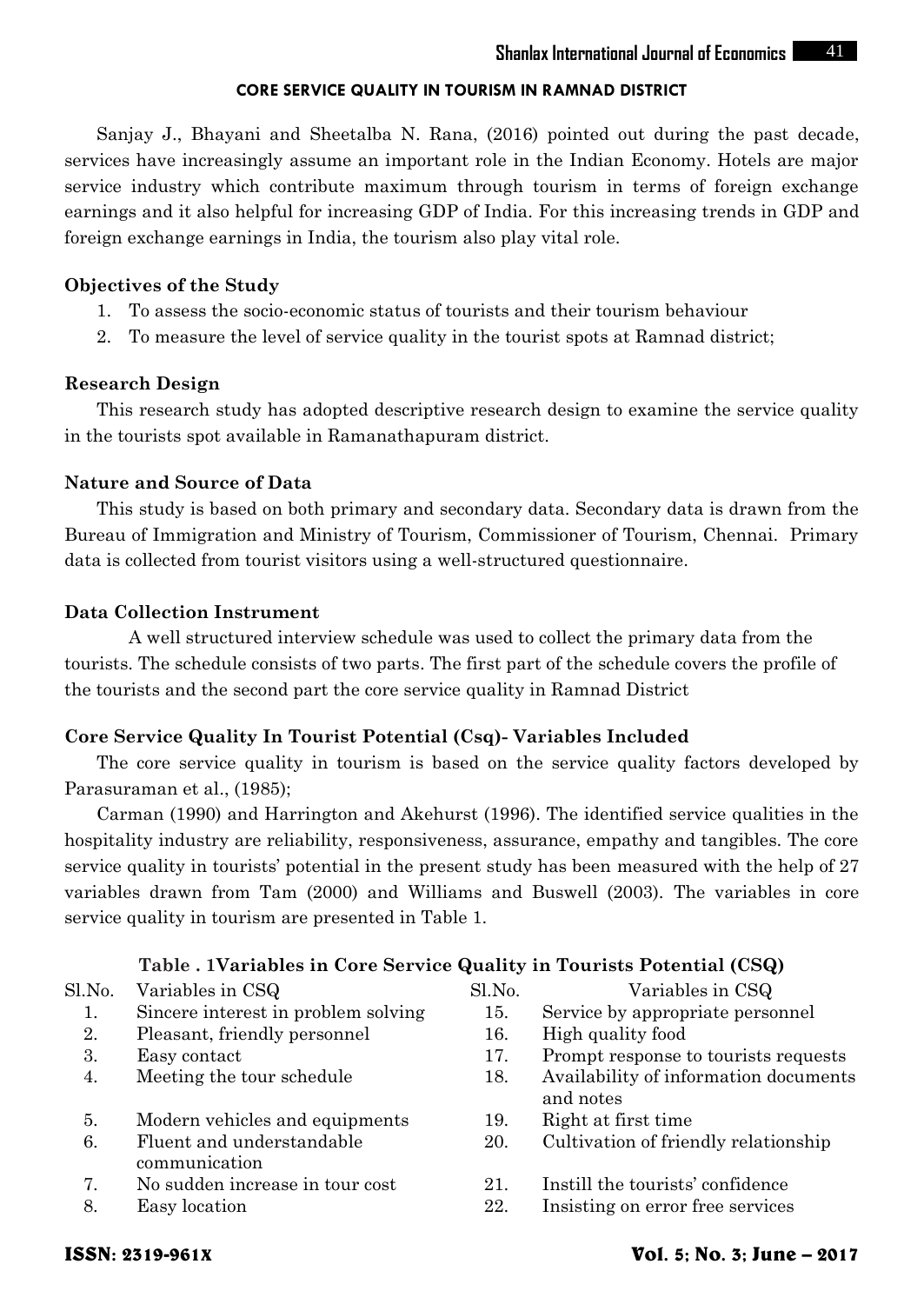Sanjay J., Bhayani and Sheetalba N. Rana, (2016) pointed out during the past decade, services have increasingly assume an important role in the Indian Economy. Hotels are major service industry which contribute maximum through tourism in terms of foreign exchange earnings and it also helpful for increasing GDP of India. For this increasing trends in GDP and foreign exchange earnings in India, the tourism also play vital role.

### Objectives of the Study

1. To assess the socio-economic status of tourists and their tourism behaviour
2. To measure the level of service quality in the tourist spots at Ramnad district;

### Research Design

This research study has adopted descriptive research design to examine the service quality in the tourists spot available in Ramanathapuram district.

### Nature and Source of Data

This study is based on both primary and secondary data. Secondary data is drawn from the Bureau of Immigration and Ministry of Tourism, Commissioner of Tourism, Chennai. Primary data is collected from tourist visitors using a well-structured questionnaire.

### Data Collection Instrument

A well structured interview schedule was used to collect the primary data from the tourists. The schedule consists of two parts. The first part of the schedule covers the profile of the tourists and the second part the core service quality in Ramnad District

### Core Service Quality In Tourist Potential (Csq)- Variables Included

The core service quality in tourism is based on the service quality factors developed by Parasuraman et al., (1985);

Carman (1990) and Harrington and Akehurst (1996). The identified service qualities in the hospitality industry are reliability, responsiveness, assurance, empathy and tangibles. The core service quality in tourists' potential in the present study has been measured with the help of 27 variables drawn from Tam (2000) and Williams and Buswell (2003). The variables in core service quality in tourism are presented in Table 1.

**Table . 1Variables in Core Service Quality in Tourists Potential (CSQ)**

| Sl.No. | Variables in CSQ | Sl.No. | Variables in CSQ |
|---|---|---|---|
| 1. | Sincere interest in problem solving | 15. | Service by appropriate personnel |
| 2. | Pleasant, friendly personnel | 16. | High quality food |
| 3. | Easy contact | 17. | Prompt response to tourists requests |
| 4. | Meeting the tour schedule | 18. | Availability of information documents and notes |
| 5. | Modern vehicles and equipments | 19. | Right at first time |
| 6. | Fluent and understandable communication | 20. | Cultivation of friendly relationship |
| 7. | No sudden increase in tour cost | 21. | Instill the tourists' confidence |
| 8. | Easy location | 22. | Insisting on error free services |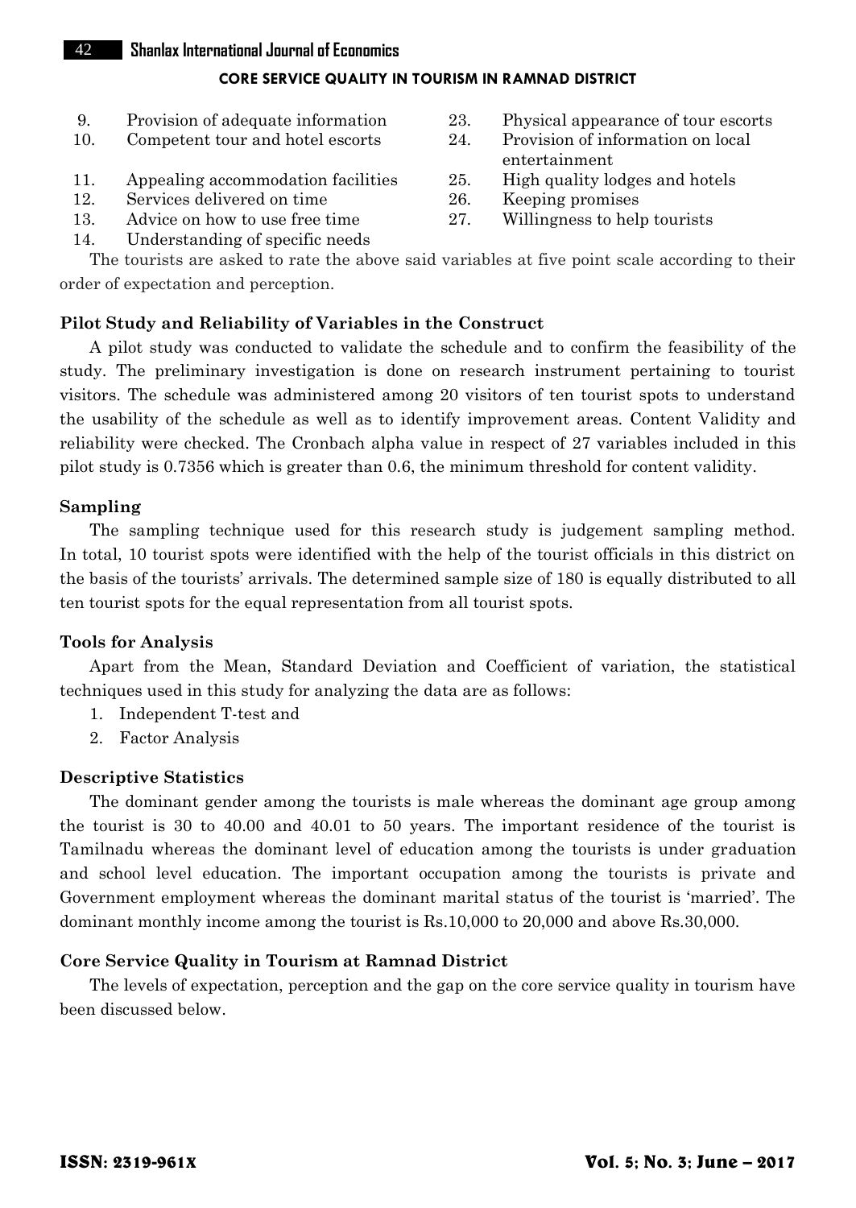9. Provision of adequate information
10. Competent tour and hotel escorts
11. Appealing accommodation facilities
12. Services delivered on time
13. Advice on how to use free time
14. Understanding of specific needs
23. Physical appearance of tour escorts
24. Provision of information on local entertainment
25. High quality lodges and hotels
26. Keeping promises
27. Willingness to help tourists

The tourists are asked to rate the above said variables at five point scale according to their order of expectation and perception.

### Pilot Study and Reliability of Variables in the Construct

A pilot study was conducted to validate the schedule and to confirm the feasibility of the study. The preliminary investigation is done on research instrument pertaining to tourist visitors. The schedule was administered among 20 visitors of ten tourist spots to understand the usability of the schedule as well as to identify improvement areas. Content Validity and reliability were checked. The Cronbach alpha value in respect of 27 variables included in this pilot study is 0.7356 which is greater than 0.6, the minimum threshold for content validity.

### Sampling

The sampling technique used for this research study is judgement sampling method. In total, 10 tourist spots were identified with the help of the tourist officials in this district on the basis of the tourists' arrivals. The determined sample size of 180 is equally distributed to all ten tourist spots for the equal representation from all tourist spots.

### Tools for Analysis

Apart from the Mean, Standard Deviation and Coefficient of variation, the statistical techniques used in this study for analyzing the data are as follows:

1. Independent T-test and
2. Factor Analysis

### Descriptive Statistics

The dominant gender among the tourists is male whereas the dominant age group among the tourist is 30 to 40.00 and 40.01 to 50 years. The important residence of the tourist is Tamilnadu whereas the dominant level of education among the tourists is under graduation and school level education. The important occupation among the tourists is private and Government employment whereas the dominant marital status of the tourist is 'married'. The dominant monthly income among the tourist is Rs.10,000 to 20,000 and above Rs.30,000.

### Core Service Quality in Tourism at Ramnad District

The levels of expectation, perception and the gap on the core service quality in tourism have been discussed below.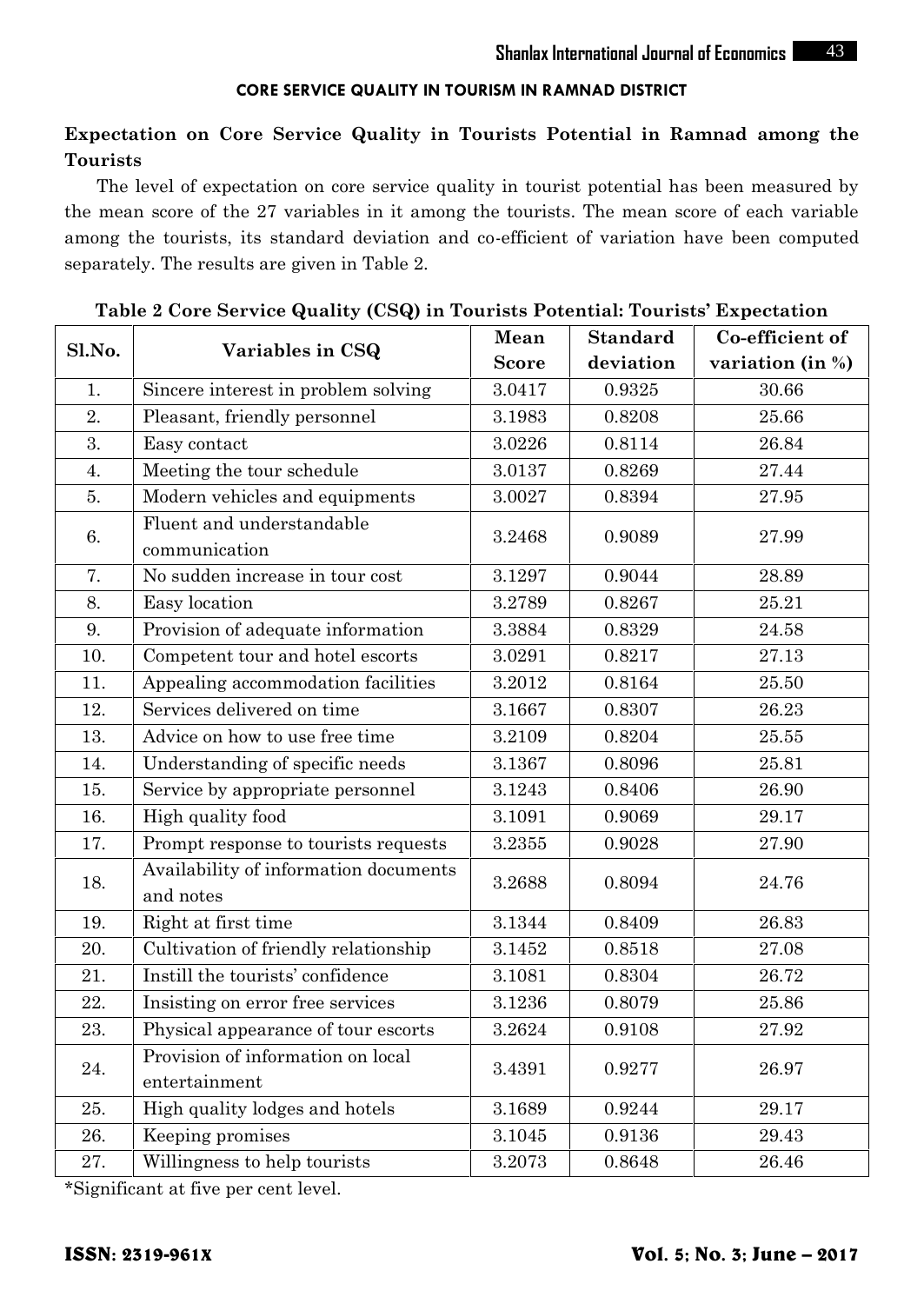## CORE SERVICE QUALITY IN TOURISM IN RAMNAD DISTRICT

### Expectation on Core Service Quality in Tourists Potential in Ramnad among the Tourists

The level of expectation on core service quality in tourist potential has been measured by the mean score of the 27 variables in it among the tourists. The mean score of each variable among the tourists, its standard deviation and co-efficient of variation have been computed separately. The results are given in Table 2.

**Table 2 Core Service Quality (CSQ) in Tourists Potential: Tourists' Expectation**

| Sl.No. | Variables in CSQ | Mean Score | Standard deviation | Co-efficient of variation (in %) |
|---|---|---|---|---|
| 1. | Sincere interest in problem solving | 3.0417 | 0.9325 | 30.66 |
| 2. | Pleasant, friendly personnel | 3.1983 | 0.8208 | 25.66 |
| 3. | Easy contact | 3.0226 | 0.8114 | 26.84 |
| 4. | Meeting the tour schedule | 3.0137 | 0.8269 | 27.44 |
| 5. | Modern vehicles and equipments | 3.0027 | 0.8394 | 27.95 |
| 6. | Fluent and understandable communication | 3.2468 | 0.9089 | 27.99 |
| 7. | No sudden increase in tour cost | 3.1297 | 0.9044 | 28.89 |
| 8. | Easy location | 3.2789 | 0.8267 | 25.21 |
| 9. | Provision of adequate information | 3.3884 | 0.8329 | 24.58 |
| 10. | Competent tour and hotel escorts | 3.0291 | 0.8217 | 27.13 |
| 11. | Appealing accommodation facilities | 3.2012 | 0.8164 | 25.50 |
| 12. | Services delivered on time | 3.1667 | 0.8307 | 26.23 |
| 13. | Advice on how to use free time | 3.2109 | 0.8204 | 25.55 |
| 14. | Understanding of specific needs | 3.1367 | 0.8096 | 25.81 |
| 15. | Service by appropriate personnel | 3.1243 | 0.8406 | 26.90 |
| 16. | High quality food | 3.1091 | 0.9069 | 29.17 |
| 17. | Prompt response to tourists requests | 3.2355 | 0.9028 | 27.90 |
| 18. | Availability of information documents and notes | 3.2688 | 0.8094 | 24.76 |
| 19. | Right at first time | 3.1344 | 0.8409 | 26.83 |
| 20. | Cultivation of friendly relationship | 3.1452 | 0.8518 | 27.08 |
| 21. | Instill the tourists' confidence | 3.1081 | 0.8304 | 26.72 |
| 22. | Insisting on error free services | 3.1236 | 0.8079 | 25.86 |
| 23. | Physical appearance of tour escorts | 3.2624 | 0.9108 | 27.92 |
| 24. | Provision of information on local entertainment | 3.4391 | 0.9277 | 26.97 |
| 25. | High quality lodges and hotels | 3.1689 | 0.9244 | 29.17 |
| 26. | Keeping promises | 3.1045 | 0.9136 | 29.43 |
| 27. | Willingness to help tourists | 3.2073 | 0.8648 | 26.46 |

*Significant at five per cent level.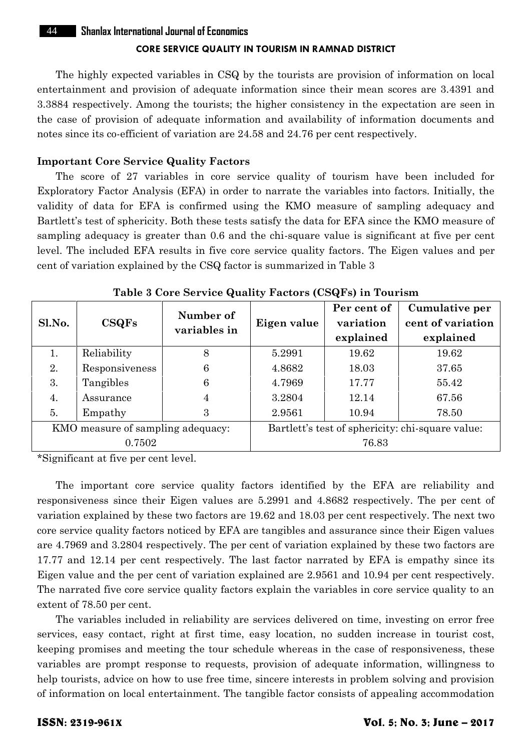The highly expected variables in CSQ by the tourists are provision of information on local entertainment and provision of adequate information since their mean scores are 3.4391 and 3.3884 respectively. Among the tourists; the higher consistency in the expectation are seen in the case of provision of adequate information and availability of information documents and notes since its co-efficient of variation are 24.58 and 24.76 per cent respectively.

### Important Core Service Quality Factors

The score of 27 variables in core service quality of tourism have been included for Exploratory Factor Analysis (EFA) in order to narrate the variables into factors. Initially, the validity of data for EFA is confirmed using the KMO measure of sampling adequacy and Bartlett's test of sphericity. Both these tests satisfy the data for EFA since the KMO measure of sampling adequacy is greater than 0.6 and the chi-square value is significant at five per cent level. The included EFA results in five core service quality factors. The Eigen values and per cent of variation explained by the CSQ factor is summarized in Table 3

**Table 3 Core Service Quality Factors (CSQFs) in Tourism**

| Sl.No. | CSQFs | Number of variables in | Eigen value | Per cent of variation explained | Cumulative per cent of variation explained |
|---|---|---|---|---|---|
| 1. | Reliability | 8 | 5.2991 | 19.62 | 19.62 |
| 2. | Responsiveness | 6 | 4.8682 | 18.03 | 37.65 |
| 3. | Tangibles | 6 | 4.7969 | 17.77 | 55.42 |
| 4. | Assurance | 4 | 3.2804 | 12.14 | 67.56 |
| 5. | Empathy | 3 | 2.9561 | 10.94 | 78.50 |
| KMO measure of sampling adequacy: 0.7502 | | | Bartlett's test of sphericity: chi-square value: 76.83 | | |

*Significant at five per cent level.

The important core service quality factors identified by the EFA are reliability and responsiveness since their Eigen values are 5.2991 and 4.8682 respectively. The per cent of variation explained by these two factors are 19.62 and 18.03 per cent respectively. The next two core service quality factors noticed by EFA are tangibles and assurance since their Eigen values are 4.7969 and 3.2804 respectively. The per cent of variation explained by these two factors are 17.77 and 12.14 per cent respectively. The last factor narrated by EFA is empathy since its Eigen value and the per cent of variation explained are 2.9561 and 10.94 per cent respectively. The narrated five core service quality factors explain the variables in core service quality to an extent of 78.50 per cent.

The variables included in reliability are services delivered on time, investing on error free services, easy contact, right at first time, easy location, no sudden increase in tourist cost, keeping promises and meeting the tour schedule whereas in the case of responsiveness, these variables are prompt response to requests, provision of adequate information, willingness to help tourists, advice on how to use free time, sincere interests in problem solving and provision of information on local entertainment. The tangible factor consists of appealing accommodation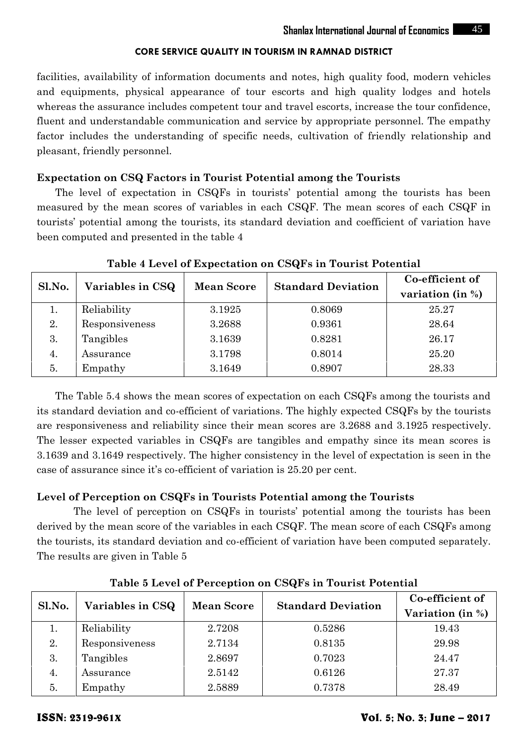facilities, availability of information documents and notes, high quality food, modern vehicles and equipments, physical appearance of tour escorts and high quality lodges and hotels whereas the assurance includes competent tour and travel escorts, increase the tour confidence, fluent and understandable communication and service by appropriate personnel. The empathy factor includes the understanding of specific needs, cultivation of friendly relationship and pleasant, friendly personnel.

### Expectation on CSQ Factors in Tourist Potential among the Tourists

The level of expectation in CSQFs in tourists' potential among the tourists has been measured by the mean scores of variables in each CSQF. The mean scores of each CSQF in tourists' potential among the tourists, its standard deviation and coefficient of variation have been computed and presented in the table 4

**Table 4 Level of Expectation on CSQFs in Tourist Potential**

| Sl.No. | Variables in CSQ | Mean Score | Standard Deviation | Co-efficient of variation (in %) |
|---|---|---|---|---|
| 1. | Reliability | 3.1925 | 0.8069 | 25.27 |
| 2. | Responsiveness | 3.2688 | 0.9361 | 28.64 |
| 3. | Tangibles | 3.1639 | 0.8281 | 26.17 |
| 4. | Assurance | 3.1798 | 0.8014 | 25.20 |
| 5. | Empathy | 3.1649 | 0.8907 | 28.33 |

The Table 5.4 shows the mean scores of expectation on each CSQFs among the tourists and its standard deviation and co-efficient of variations. The highly expected CSQFs by the tourists are responsiveness and reliability since their mean scores are 3.2688 and 3.1925 respectively. The lesser expected variables in CSQFs are tangibles and empathy since its mean scores is 3.1639 and 3.1649 respectively. The higher consistency in the level of expectation is seen in the case of assurance since it's co-efficient of variation is 25.20 per cent.

### Level of Perception on CSQFs in Tourists Potential among the Tourists

The level of perception on CSQFs in tourists' potential among the tourists has been derived by the mean score of the variables in each CSQF. The mean score of each CSQFs among the tourists, its standard deviation and co-efficient of variation have been computed separately. The results are given in Table 5

**Table 5 Level of Perception on CSQFs in Tourist Potential**

| Sl.No. | Variables in CSQ | Mean Score | Standard Deviation | Co-efficient of Variation (in %) |
|---|---|---|---|---|
| 1. | Reliability | 2.7208 | 0.5286 | 19.43 |
| 2. | Responsiveness | 2.7134 | 0.8135 | 29.98 |
| 3. | Tangibles | 2.8697 | 0.7023 | 24.47 |
| 4. | Assurance | 2.5142 | 0.6126 | 27.37 |
| 5. | Empathy | 2.5889 | 0.7378 | 28.49 |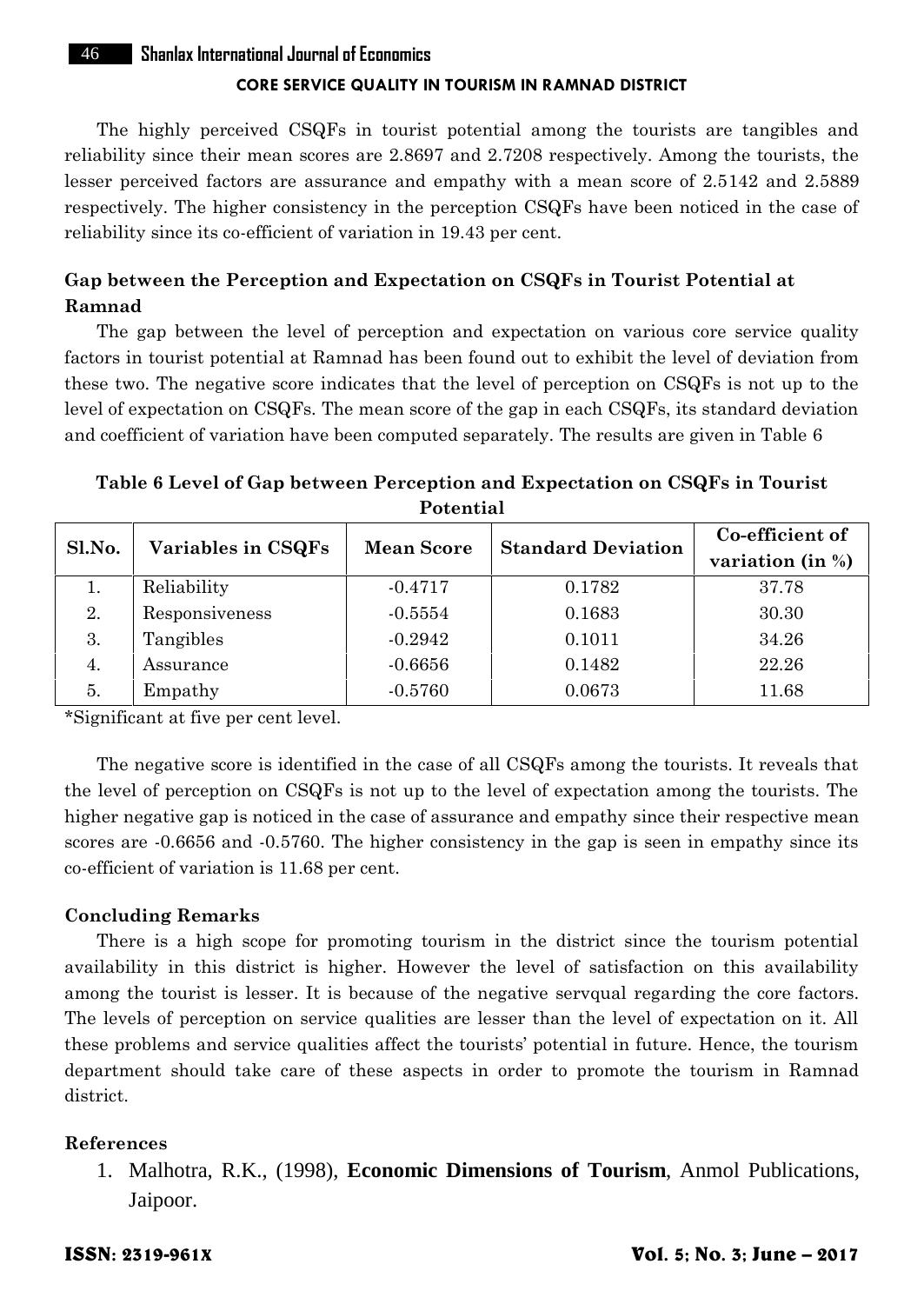The highly perceived CSQFs in tourist potential among the tourists are tangibles and reliability since their mean scores are 2.8697 and 2.7208 respectively. Among the tourists, the lesser perceived factors are assurance and empathy with a mean score of 2.5142 and 2.5889 respectively. The higher consistency in the perception CSQFs have been noticed in the case of reliability since its co-efficient of variation in 19.43 per cent.

### Gap between the Perception and Expectation on CSQFs in Tourist Potential at Ramnad

The gap between the level of perception and expectation on various core service quality factors in tourist potential at Ramnad has been found out to exhibit the level of deviation from these two. The negative score indicates that the level of perception on CSQFs is not up to the level of expectation on CSQFs. The mean score of the gap in each CSQFs, its standard deviation and coefficient of variation have been computed separately. The results are given in Table 6

**Table 6 Level of Gap between Perception and Expectation on CSQFs in Tourist Potential**

| Sl.No. | Variables in CSQFs | Mean Score | Standard Deviation | Co-efficient of variation (in %) |
|---|---|---|---|---|
| 1. | Reliability | -0.4717 | 0.1782 | 37.78 |
| 2. | Responsiveness | -0.5554 | 0.1683 | 30.30 |
| 3. | Tangibles | -0.2942 | 0.1011 | 34.26 |
| 4. | Assurance | -0.6656 | 0.1482 | 22.26 |
| 5. | Empathy | -0.5760 | 0.0673 | 11.68 |

*Significant at five per cent level.

The negative score is identified in the case of all CSQFs among the tourists. It reveals that the level of perception on CSQFs is not up to the level of expectation among the tourists. The higher negative gap is noticed in the case of assurance and empathy since their respective mean scores are -0.6656 and -0.5760. The higher consistency in the gap is seen in empathy since its co-efficient of variation is 11.68 per cent.

### Concluding Remarks

There is a high scope for promoting tourism in the district since the tourism potential availability in this district is higher. However the level of satisfaction on this availability among the tourist is lesser. It is because of the negative servqual regarding the core factors. The levels of perception on service qualities are lesser than the level of expectation on it. All these problems and service qualities affect the tourists' potential in future. Hence, the tourism department should take care of these aspects in order to promote the tourism in Ramnad district.

### References

1. Malhotra, R.K., (1998), **Economic Dimensions of Tourism**, Anmol Publications, Jaipoor.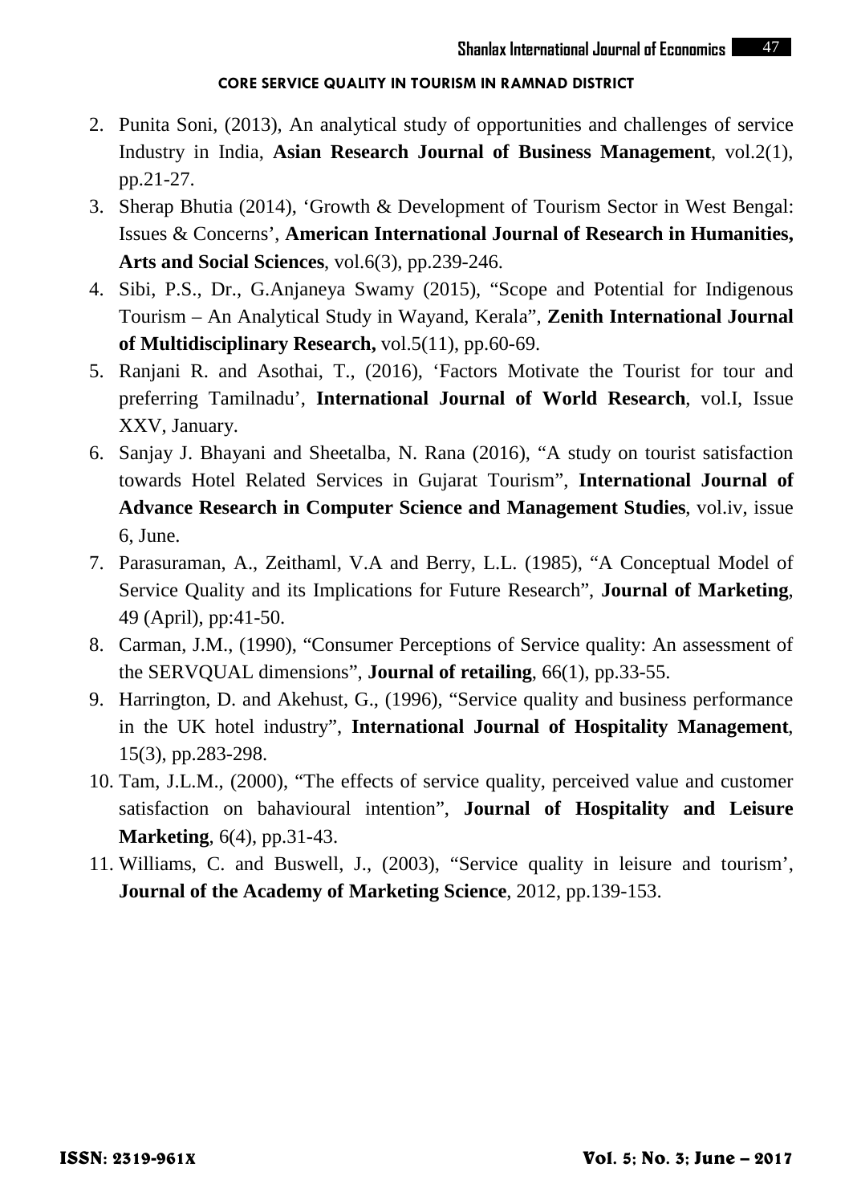2. Punita Soni, (2013), An analytical study of opportunities and challenges of service Industry in India, **Asian Research Journal of Business Management**, vol.2(1), pp.21-27.
3. Sherap Bhutia (2014), 'Growth & Development of Tourism Sector in West Bengal: Issues & Concerns', **American International Journal of Research in Humanities, Arts and Social Sciences**, vol.6(3), pp.239-246.
4. Sibi, P.S., Dr., G.Anjaneya Swamy (2015), "Scope and Potential for Indigenous Tourism – An Analytical Study in Wayand, Kerala", **Zenith International Journal of Multidisciplinary Research,** vol.5(11), pp.60-69.
5. Ranjani R. and Asothai, T., (2016), 'Factors Motivate the Tourist for tour and preferring Tamilnadu', **International Journal of World Research**, vol.I, Issue XXV, January.
6. Sanjay J. Bhayani and Sheetalba, N. Rana (2016), "A study on tourist satisfaction towards Hotel Related Services in Gujarat Tourism", **International Journal of Advance Research in Computer Science and Management Studies**, vol.iv, issue 6, June.
7. Parasuraman, A., Zeithaml, V.A and Berry, L.L. (1985), "A Conceptual Model of Service Quality and its Implications for Future Research", **Journal of Marketing**, 49 (April), pp:41-50.
8. Carman, J.M., (1990), "Consumer Perceptions of Service quality: An assessment of the SERVQUAL dimensions", **Journal of retailing**, 66(1), pp.33-55.
9. Harrington, D. and Akehust, G., (1996), "Service quality and business performance in the UK hotel industry", **International Journal of Hospitality Management**, 15(3), pp.283-298.
10. Tam, J.L.M., (2000), "The effects of service quality, perceived value and customer satisfaction on bahavioural intention", **Journal of Hospitality and Leisure Marketing**, 6(4), pp.31-43.
11. Williams, C. and Buswell, J., (2003), "Service quality in leisure and tourism', **Journal of the Academy of Marketing Science**, 2012, pp.139-153.